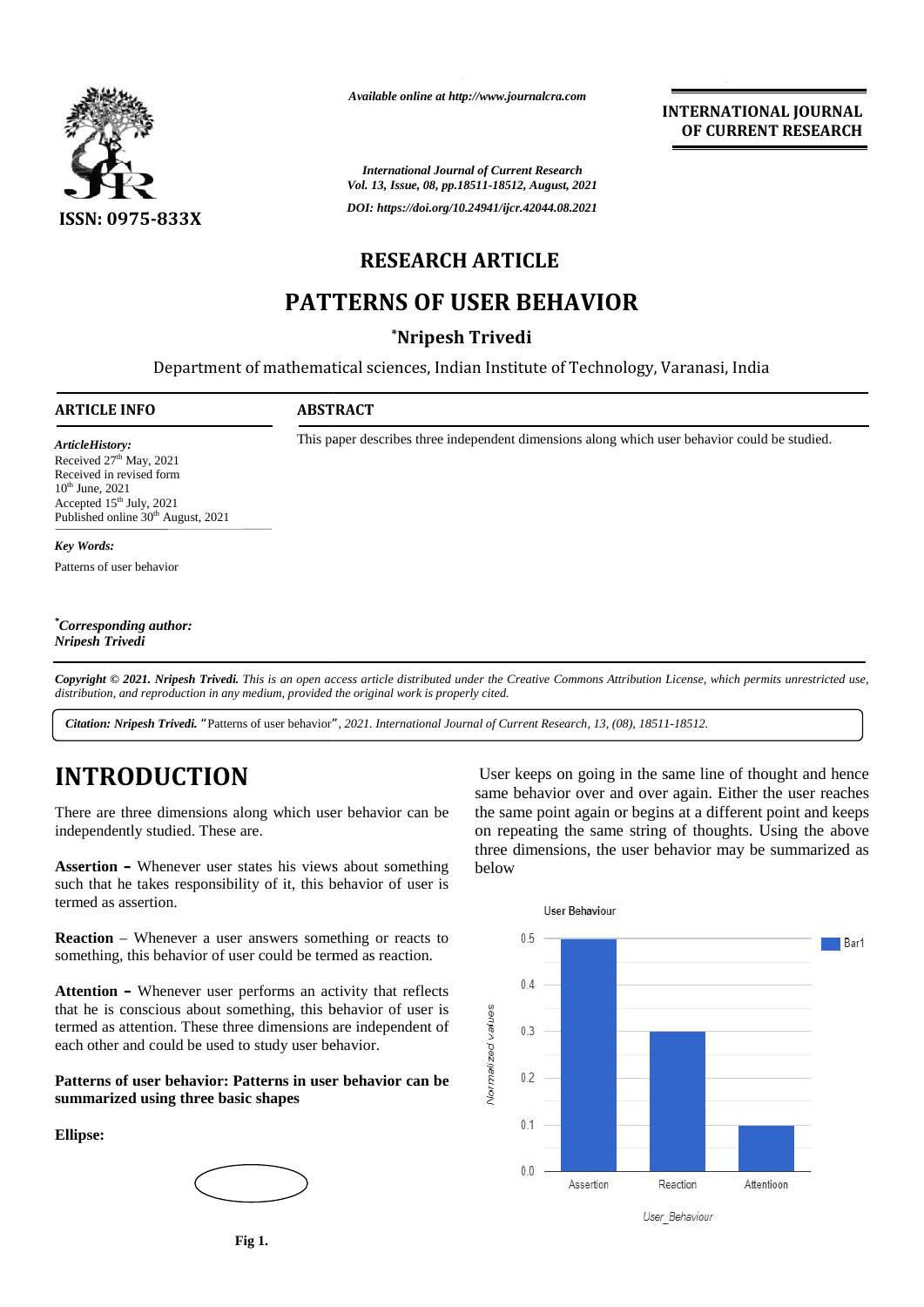# RESEARCH ARTICLE

# PATTERNS OF USER BEHAVIOR

**[*]Nripesh Trivedi**

Department of mathematical sciences, Indian Institute of Technology, Varanasi, India

### ARTICLE INFO

*ArticleHistory:*
Received 27th May, 2021
Received in revised form 10th June, 2021
Accepted 15th July, 2021
Published online 30th August, 2021

*Key Words:*
Patterns of user behavior

***Corresponding author:** *Nripesh Trivedi*

### ABSTRACT

This paper describes three independent dimensions along which user behavior could be studied.

*Copyright © 2021. Nripesh Trivedi. This is an open access article distributed under the Creative Commons Attribution License, which permits unrestricted use, distribution, and reproduction in any medium, provided the original work is properly cited.*

***Citation: Nripesh Trivedi.*** *"*Patterns of user behavior*", 2021. International Journal of Current Research, 13, (08), 18511-18512.*

# INTRODUCTION

There are three dimensions along which user behavior can be independently studied. These are.

**Assertion –** Whenever user states his views about something such that he takes responsibility of it, this behavior of user is termed as assertion.

**Reaction** – Whenever a user answers something or reacts to something, this behavior of user could be termed as reaction.

**Attention –** Whenever user performs an activity that reflects that he is conscious about something, this behavior of user is termed as attention. These three dimensions are independent of each other and could be used to study user behavior.

**Patterns of user behavior: Patterns in user behavior can be summarized using three basic shapes**

**Ellipse:**

Fig 1.

User keeps on going in the same line of thought and hence same behavior over and over again. Either the user reaches the same point again or begins at a different point and keeps on repeating the same string of thoughts. Using the above three dimensions, the user behavior may be summarized as below

User Behaviour

| User_Behaviour | Normalized values |
|---|---|
| Assertion | 0.5 |
| Reaction | 0.3 |
| Attentioon | 0.1 |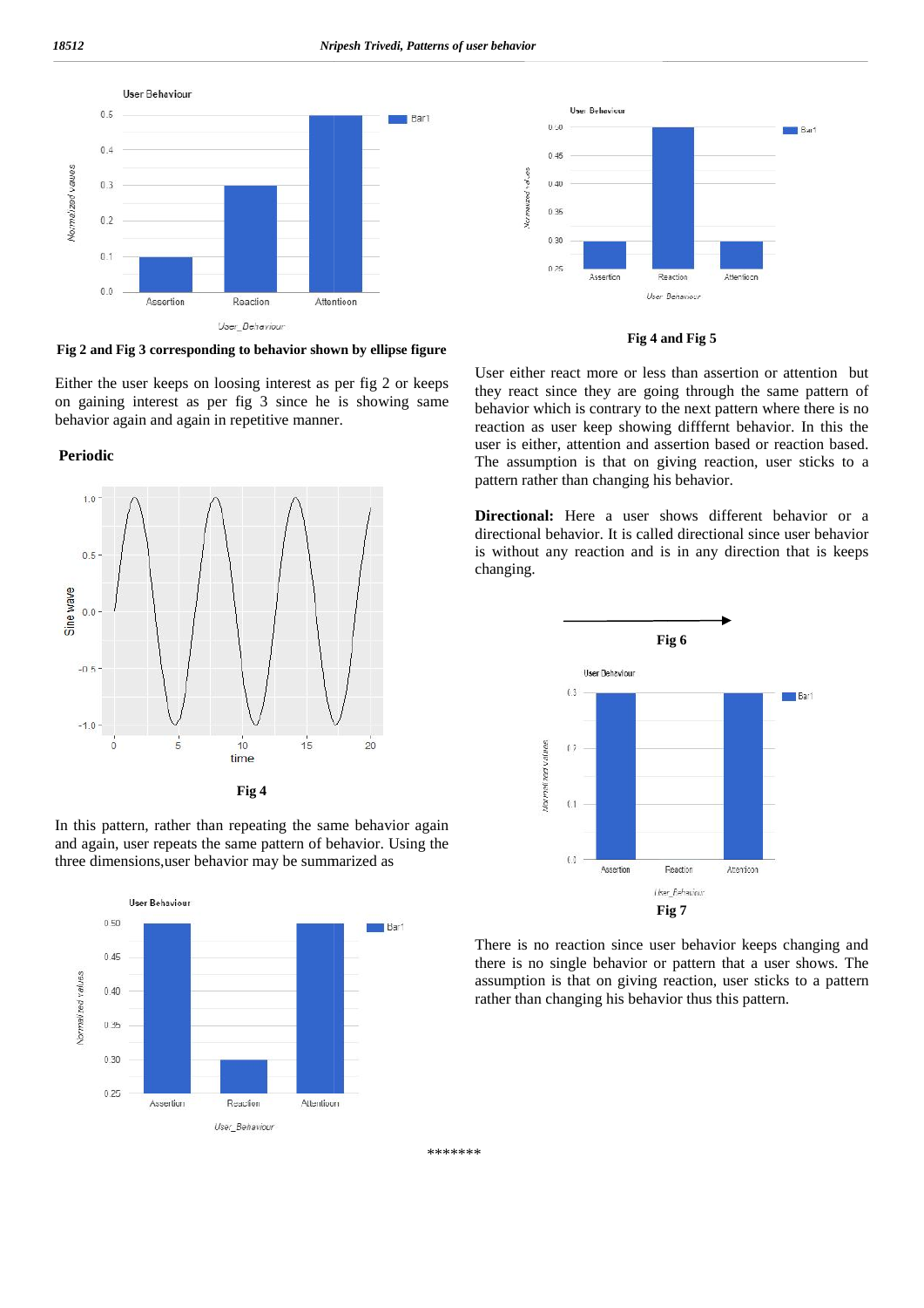User Behaviour

0.5
0.4
0.3
0.2
0.1
0.0

Normalized values

Assertion Reaction Attention

Bar1

User_Behaviour

**Fig 2 and Fig 3 corresponding to behavior shown by ellipse figure**

Either the user keeps on loosing interest as per fig 2 or keeps on gaining interest as per fig 3 since he is showing same behavior again and again in repetitive manner.

**Periodic**

1.0
0.5
0.0
-0.5
-1.0

Sine wave

0 5 10 15 20

time

**Fig 4**

In this pattern, rather than repeating the same behavior again and again, user repeats the same pattern of behavior. Using the three dimensions,user behavior may be summarized as

User Behaviour

0.50
0.45
0.40
0.35
0.30
0.25

Normalized values

Assertion Reaction Attention

Bar1

User_Behaviour

User Behaviour

0.50
0.45
0.40
0.35
0.30
0.25

Normalized values

Assertion Reaction Attention

Bar1

User Behaviour

**Fig 4 and Fig 5**

User either react more or less than assertion or attention but they react since they are going through the same pattern of behavior which is contrary to the next pattern where there is no reaction as user keep showing difffernt behavior. In this the user is either, attention and assertion based or reaction based. The assumption is that on giving reaction, user sticks to a pattern rather than changing his behavior.

**Directional:** Here a user shows different behavior or a directional behavior. It is called directional since user behavior is without any reaction and is in any direction that is keeps changing.

**Fig 6**

User Behaviour

0.3
0.2
0.1
0.0

Normalized values

Assertion Reaction Attention

Bar1

User_Behaviour

**Fig 7**

There is no reaction since user behavior keeps changing and there is no single behavior or pattern that a user shows. The assumption is that on giving reaction, user sticks to a pattern rather than changing his behavior thus this pattern.

\*\*\*\*\*\*\*